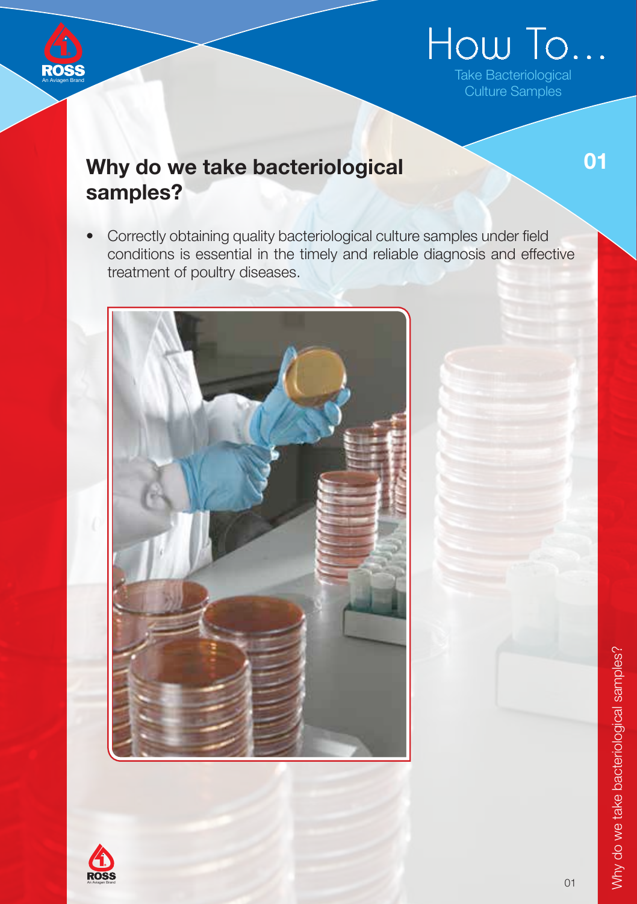# How To...

Take Bacteriological Culture Samples

## Why do we take bacteriological samples?

- Correctly obtaining quality bacteriological culture samples under field conditions is essential in the timely and reliable diagnosis and effective treatment of poultry diseases.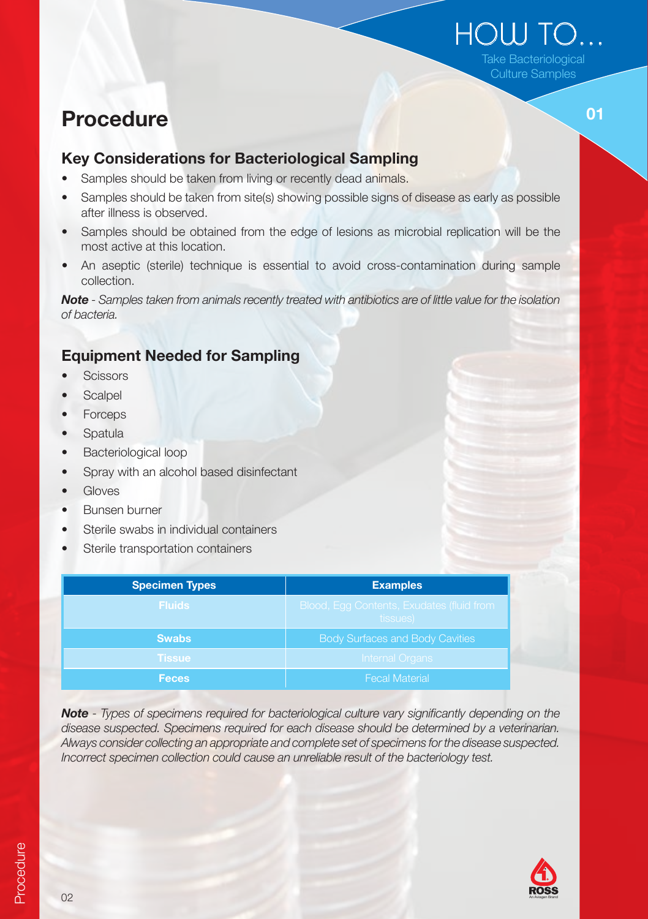## Procedure

### Key Considerations for Bacteriological Sampling

- Samples should be taken from living or recently dead animals.
- Samples should be taken from site(s) showing possible signs of disease as early as possible after illness is observed.
- Samples should be obtained from the edge of lesions as microbial replication will be the most active at this location.
- An aseptic (sterile) technique is essential to avoid cross-contamination during sample collection.

***Note*** *- Samples taken from animals recently treated with antibiotics are of little value for the isolation of bacteria.*

### Equipment Needed for Sampling

- Scissors
- Scalpel
- Forceps
- Spatula
- Bacteriological loop
- Spray with an alcohol based disinfectant
- Gloves
- Bunsen burner
- Sterile swabs in individual containers
- Sterile transportation containers

| Specimen Types | Examples |
|---|---|
| **Fluids** | Blood, Egg Contents, Exudates (fluid from tissues) |
| **Swabs** | Body Surfaces and Body Cavities |
| **Tissue** | Internal Organs |
| **Feces** | Fecal Material |

***Note*** *- Types of specimens required for bacteriological culture vary significantly depending on the disease suspected. Specimens required for each disease should be determined by a veterinarian. Always consider collecting an appropriate and complete set of specimens for the disease suspected. Incorrect specimen collection could cause an unreliable result of the bacteriology test.*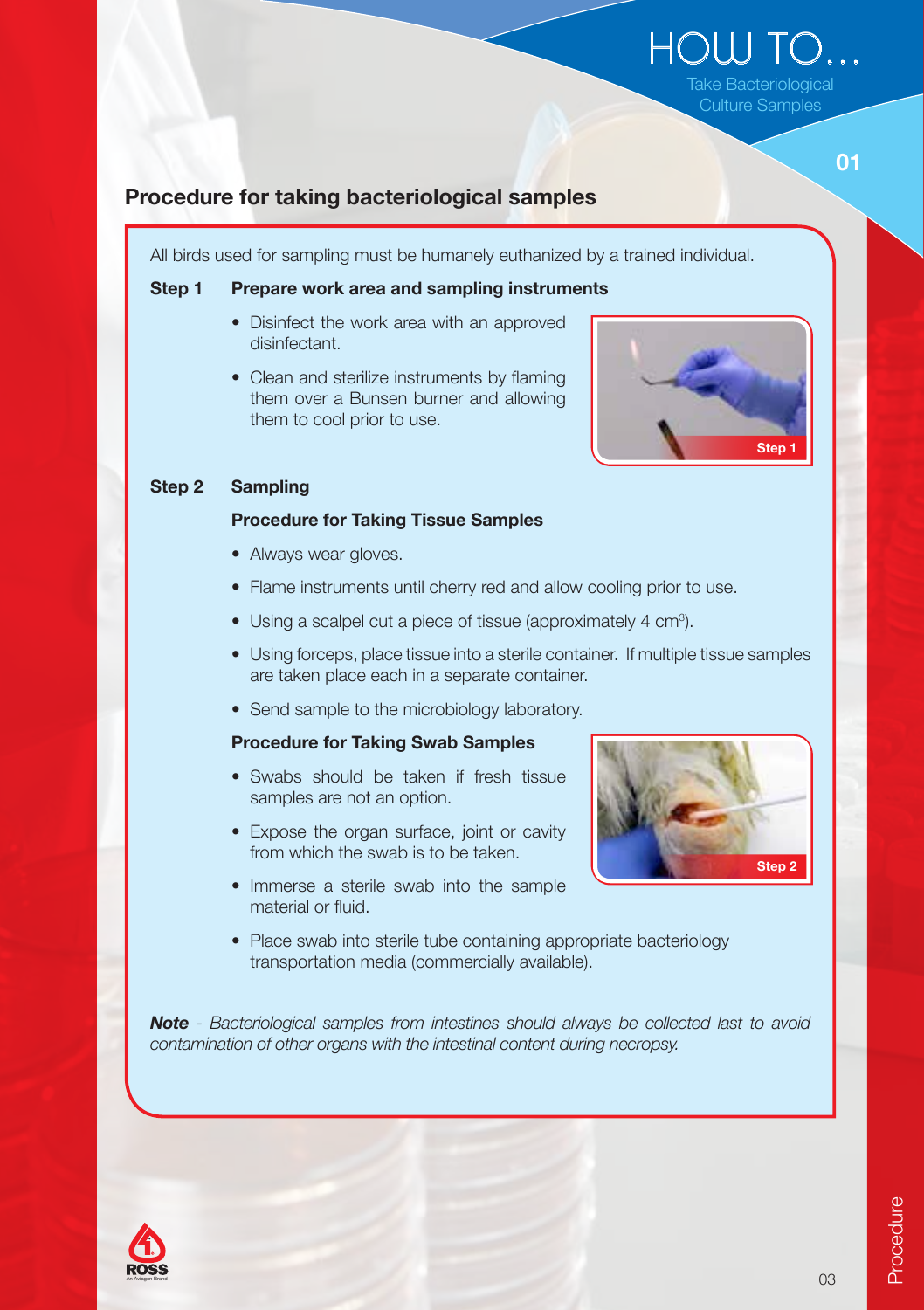## Procedure for taking bacteriological samples

All birds used for sampling must be humanely euthanized by a trained individual.

**Step 1 Prepare work area and sampling instruments**

- Disinfect the work area with an approved disinfectant.
- Clean and sterilize instruments by flaming them over a Bunsen burner and allowing them to cool prior to use.

**Step 2 Sampling**

**Procedure for Taking Tissue Samples**

- Always wear gloves.
- Flame instruments until cherry red and allow cooling prior to use.
- Using a scalpel cut a piece of tissue (approximately 4 $cm^3$).
- Using forceps, place tissue into a sterile container. If multiple tissue samples are taken place each in a separate container.
- Send sample to the microbiology laboratory.

**Procedure for Taking Swab Samples**

- Swabs should be taken if fresh tissue samples are not an option.
- Expose the organ surface, joint or cavity from which the swab is to be taken.
- Immerse a sterile swab into the sample material or fluid.
- Place swab into sterile tube containing appropriate bacteriology transportation media (commercially available).

***Note*** *- Bacteriological samples from intestines should always be collected last to avoid contamination of other organs with the intestinal content during necropsy.*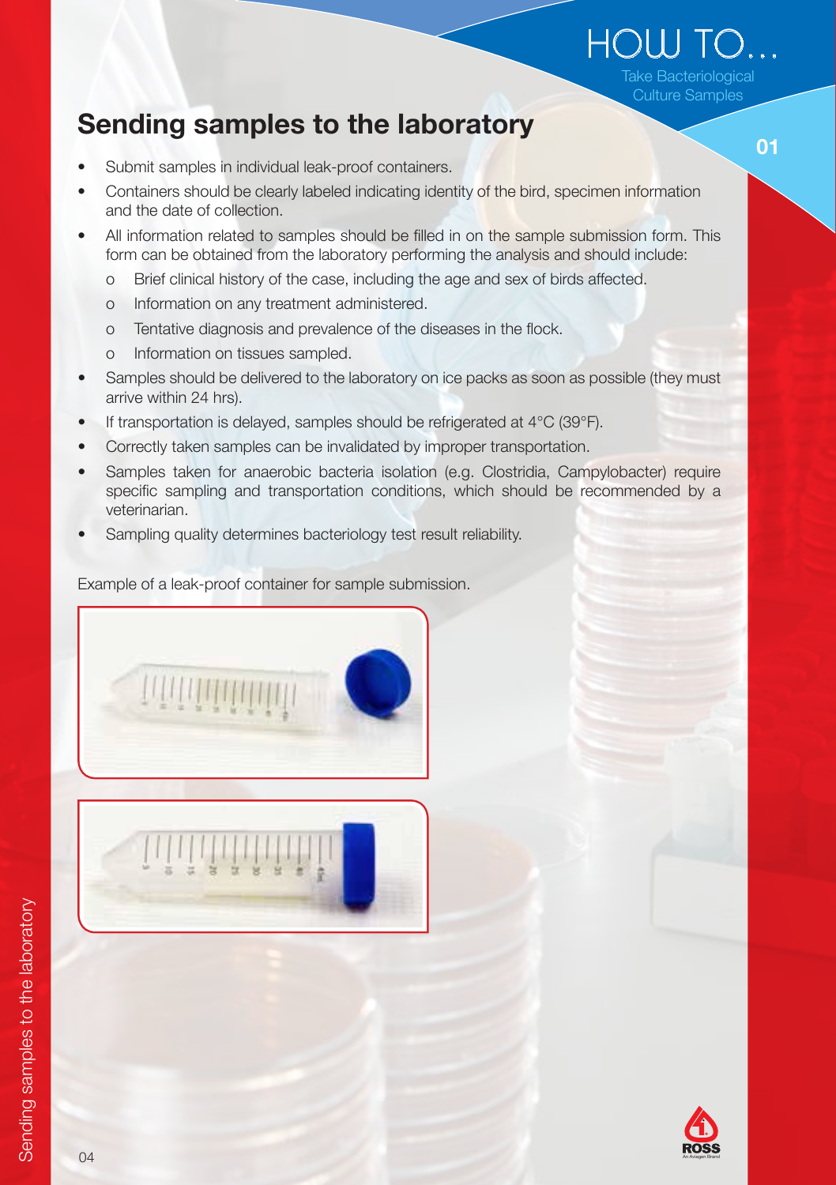## Sending samples to the laboratory

- Submit samples in individual leak-proof containers.
- Containers should be clearly labeled indicating identity of the bird, specimen information and the date of collection.
- All information related to samples should be filled in on the sample submission form. This form can be obtained from the laboratory performing the analysis and should include:
  - Brief clinical history of the case, including the age and sex of birds affected.
  - Information on any treatment administered.
  - Tentative diagnosis and prevalence of the diseases in the flock.
  - Information on tissues sampled.
- Samples should be delivered to the laboratory on ice packs as soon as possible (they must arrive within 24 hrs).
- If transportation is delayed, samples should be refrigerated at 4°C (39°F).
- Correctly taken samples can be invalidated by improper transportation.
- Samples taken for anaerobic bacteria isolation (e.g. Clostridia, Campylobacter) require specific sampling and transportation conditions, which should be recommended by a veterinarian.
- Sampling quality determines bacteriology test result reliability.

Example of a leak-proof container for sample submission.